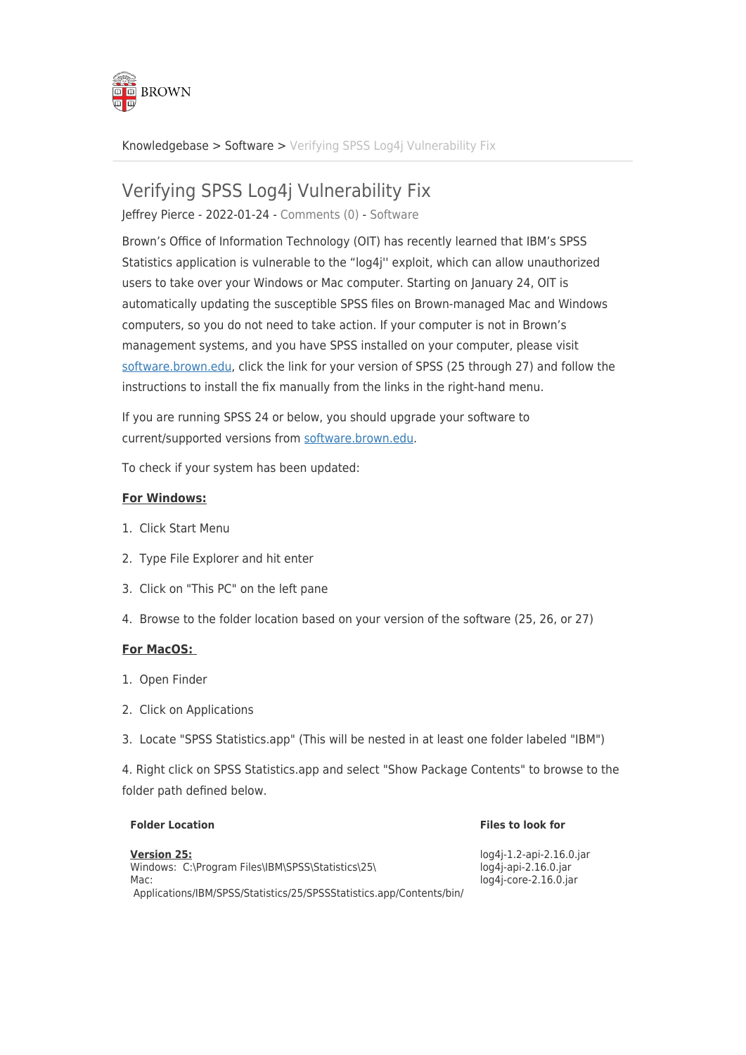Knowledgebase > Software > Verifying SPSS Log4j Vulnerability Fix

# Verifying SPSS Log4j Vulnerability Fix

Jeffrey Pierce - 2022-01-24 - Comments (0) - Software

Brown's Office of Information Technology (OIT) has recently learned that IBM's SPSS Statistics application is vulnerable to the "log4j'' exploit, which can allow unauthorized users to take over your Windows or Mac computer. Starting on January 24, OIT is automatically updating the susceptible SPSS files on Brown-managed Mac and Windows computers, so you do not need to take action. If your computer is not in Brown's management systems, and you have SPSS installed on your computer, please visit software.brown.edu, click the link for your version of SPSS (25 through 27) and follow the instructions to install the fix manually from the links in the right-hand menu.

If you are running SPSS 24 or below, you should upgrade your software to current/supported versions from software.brown.edu.

To check if your system has been updated:

**For Windows:**

1. Click Start Menu
2. Type File Explorer and hit enter
3. Click on "This PC" on the left pane
4. Browse to the folder location based on your version of the software (25, 26, or 27)

**For MacOS:**

1. Open Finder
2. Click on Applications
3. Locate "SPSS Statistics.app" (This will be nested in at least one folder labeled "IBM")
4. Right click on SPSS Statistics.app and select "Show Package Contents" to browse to the folder path defined below.

| Folder Location | Files to look for |
|---|---|
| **Version 25:**<br>Windows: C:\Program Files\IBM\SPSS\Statistics\25\<br>Mac:<br>Applications/IBM/SPSS/Statistics/25/SPSSStatistics.app/Contents/bin/ | log4j-1.2-api-2.16.0.jar<br>log4j-api-2.16.0.jar<br>log4j-core-2.16.0.jar |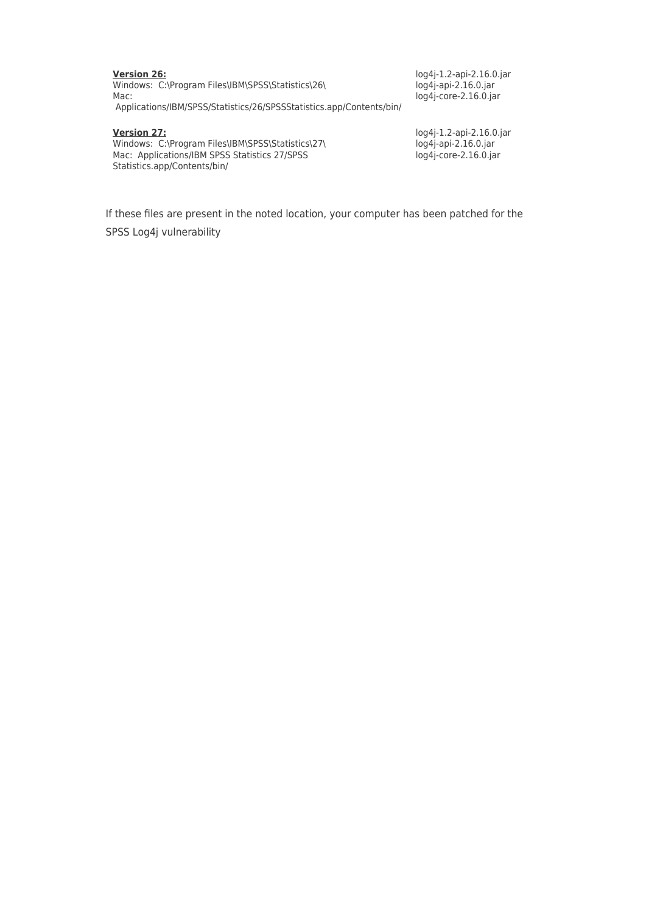| | |
|---|---|
| **Version 26:**<br>Windows: C:\Program Files\IBM\SPSS\Statistics\26\<br>Mac:<br>Applications/IBM/SPSS/Statistics/26/SPSSStatistics.app/Contents/bin/ | log4j-1.2-api-2.16.0.jar<br>log4j-api-2.16.0.jar<br>log4j-core-2.16.0.jar |
| **Version 27:**<br>Windows: C:\Program Files\IBM\SPSS\Statistics\27\<br>Mac: Applications/IBM SPSS Statistics 27/SPSS Statistics.app/Contents/bin/ | log4j-1.2-api-2.16.0.jar<br>log4j-api-2.16.0.jar<br>log4j-core-2.16.0.jar |

If these files are present in the noted location, your computer has been patched for the SPSS Log4j vulnerability